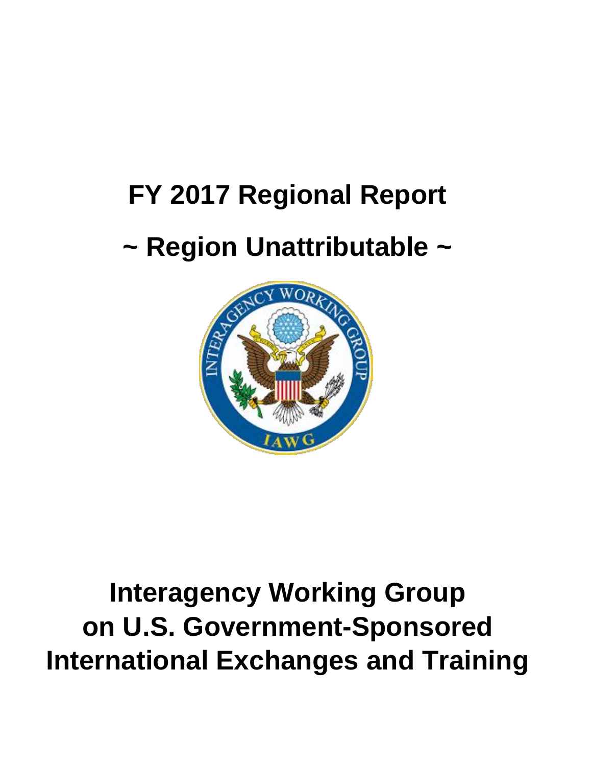# FY 2017 Regional Report

# ~ Region Unattributable ~

# Interagency Working Group on U.S. Government-Sponsored International Exchanges and Training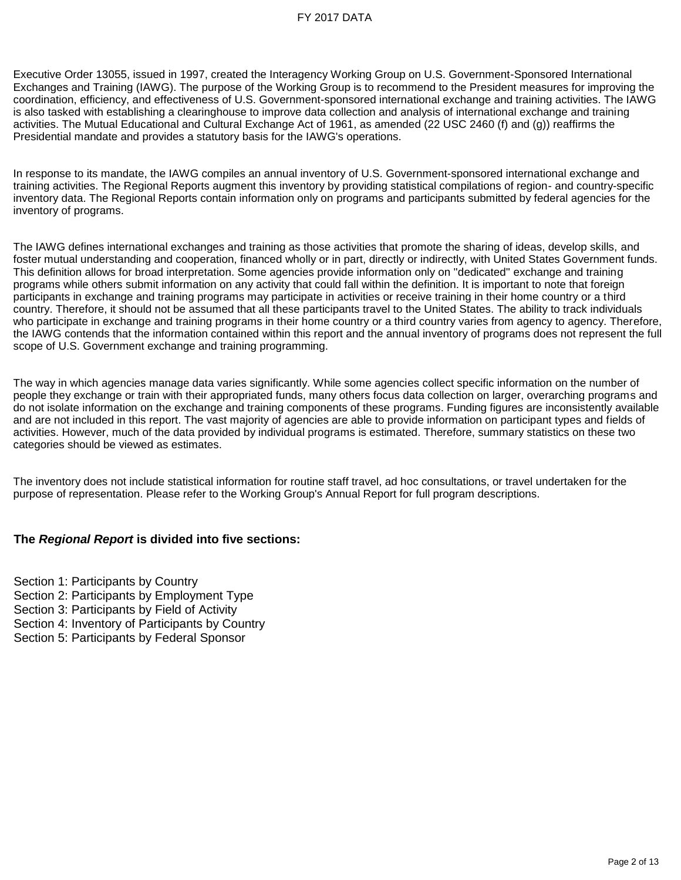Executive Order 13055, issued in 1997, created the Interagency Working Group on U.S. Government-Sponsored International Exchanges and Training (IAWG). The purpose of the Working Group is to recommend to the President measures for improving the coordination, efficiency, and effectiveness of U.S. Government-sponsored international exchange and training activities. The IAWG is also tasked with establishing a clearinghouse to improve data collection and analysis of international exchange and training activities. The Mutual Educational and Cultural Exchange Act of 1961, as amended (22 USC 2460 (f) and (g)) reaffirms the Presidential mandate and provides a statutory basis for the IAWG's operations.

In response to its mandate, the IAWG compiles an annual inventory of U.S. Government-sponsored international exchange and training activities. The Regional Reports augment this inventory by providing statistical compilations of region- and country-specific inventory data. The Regional Reports contain information only on programs and participants submitted by federal agencies for the inventory of programs.

The IAWG defines international exchanges and training as those activities that promote the sharing of ideas, develop skills, and foster mutual understanding and cooperation, financed wholly or in part, directly or indirectly, with United States Government funds. This definition allows for broad interpretation. Some agencies provide information only on "dedicated" exchange and training programs while others submit information on any activity that could fall within the definition. It is important to note that foreign participants in exchange and training programs may participate in activities or receive training in their home country or a third country. Therefore, it should not be assumed that all these participants travel to the United States. The ability to track individuals who participate in exchange and training programs in their home country or a third country varies from agency to agency. Therefore, the IAWG contends that the information contained within this report and the annual inventory of programs does not represent the full scope of U.S. Government exchange and training programming.

The way in which agencies manage data varies significantly. While some agencies collect specific information on the number of people they exchange or train with their appropriated funds, many others focus data collection on larger, overarching programs and do not isolate information on the exchange and training components of these programs. Funding figures are inconsistently available and are not included in this report. The vast majority of agencies are able to provide information on participant types and fields of activities. However, much of the data provided by individual programs is estimated. Therefore, summary statistics on these two categories should be viewed as estimates.

The inventory does not include statistical information for routine staff travel, ad hoc consultations, or travel undertaken for the purpose of representation. Please refer to the Working Group's Annual Report for full program descriptions.

**The *Regional Report* is divided into five sections:**

Section 1: Participants by Country
Section 2: Participants by Employment Type
Section 3: Participants by Field of Activity
Section 4: Inventory of Participants by Country
Section 5: Participants by Federal Sponsor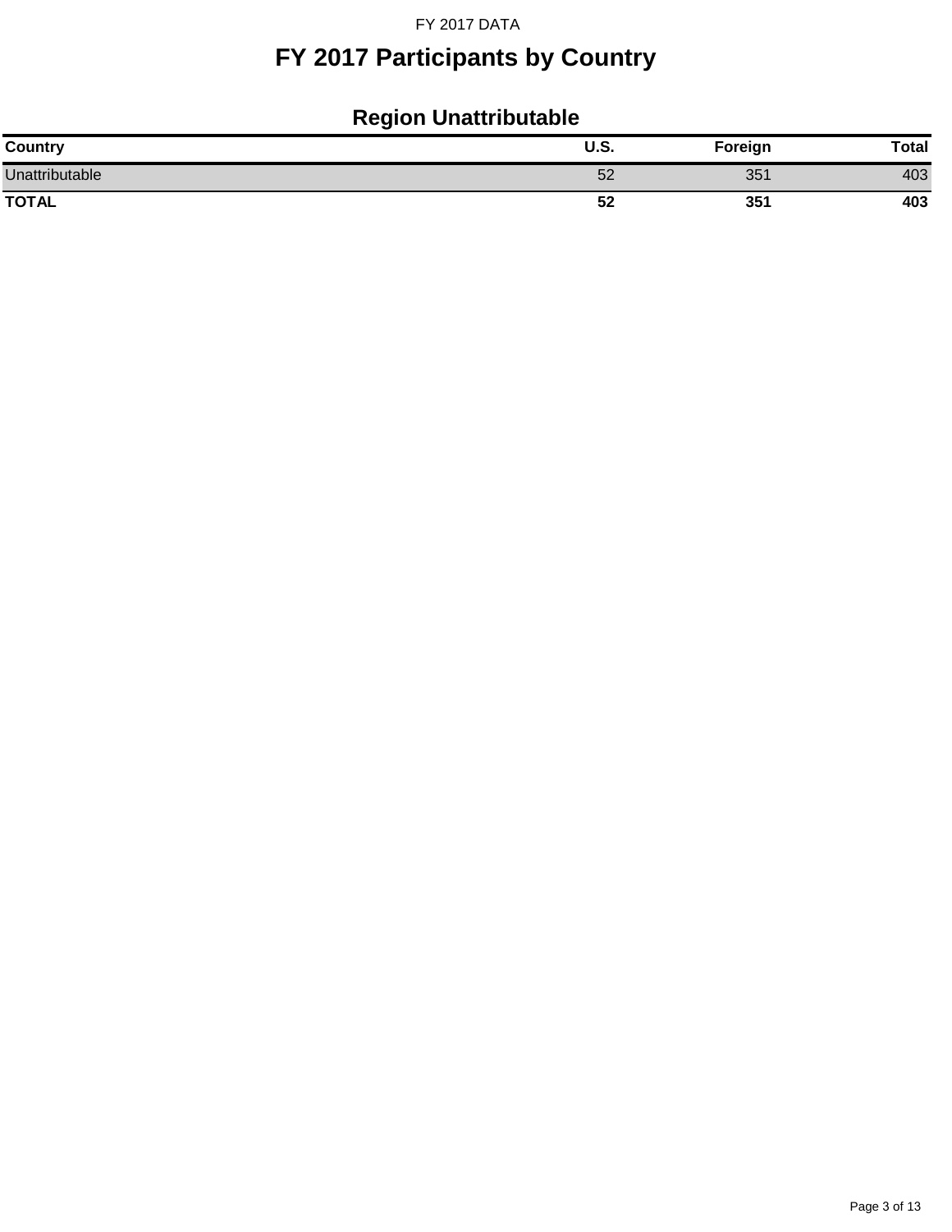# FY 2017 Participants by Country

## Region Unattributable

| Country | U.S. | Foreign | Total |
|---|---|---|---|
| Unattributable | 52 | 351 | 403 |
| **TOTAL** | **52** | **351** | **403** |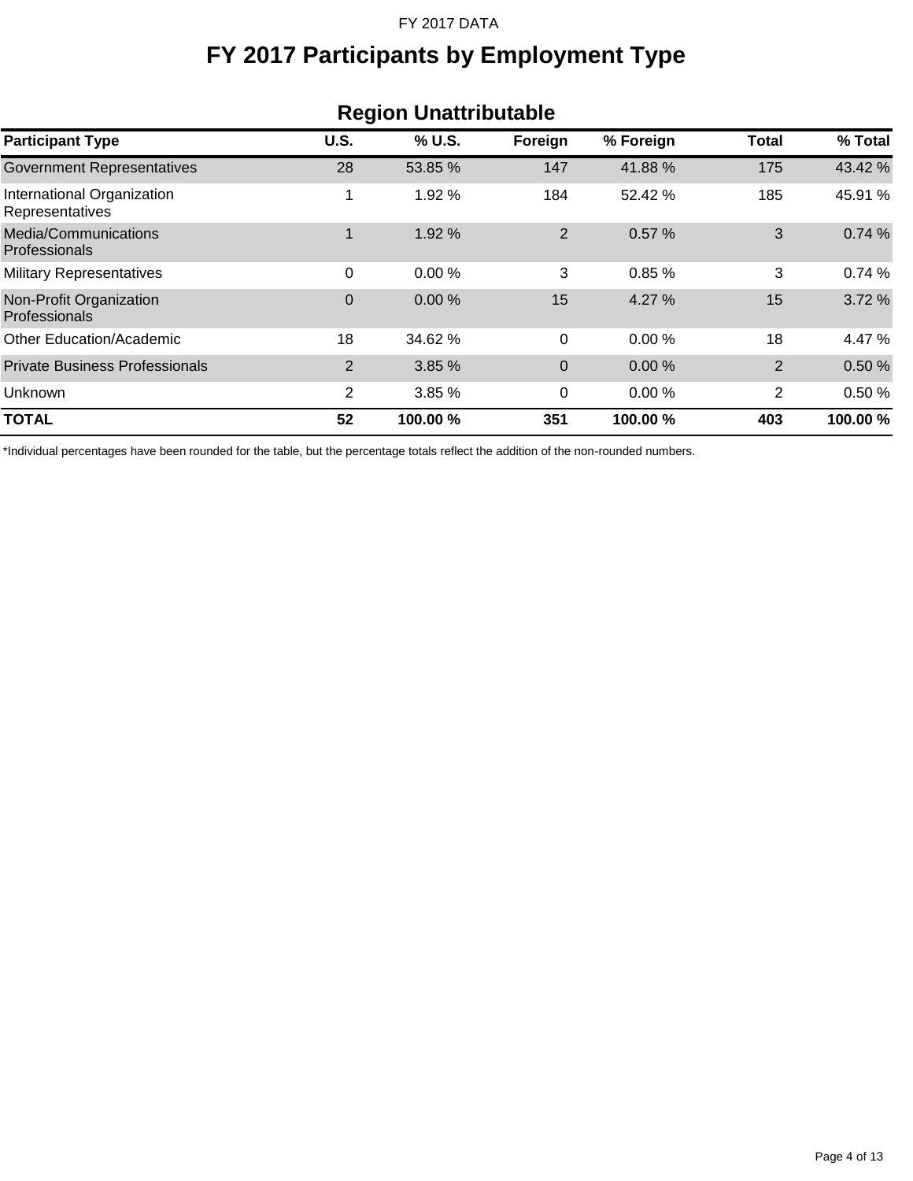FY 2017 DATA

# FY 2017 Participants by Employment Type

## Region Unattributable

| Participant Type | U.S. | % U.S. | Foreign | % Foreign | Total | % Total |
|---|---|---|---|---|---|---|
| Government Representatives | 28 | 53.85 % | 147 | 41.88 % | 175 | 43.42 % |
| International Organization Representatives | 1 | 1.92 % | 184 | 52.42 % | 185 | 45.91 % |
| Media/Communications Professionals | 1 | 1.92 % | 2 | 0.57 % | 3 | 0.74 % |
| Military Representatives | 0 | 0.00 % | 3 | 0.85 % | 3 | 0.74 % |
| Non-Profit Organization Professionals | 0 | 0.00 % | 15 | 4.27 % | 15 | 3.72 % |
| Other Education/Academic | 18 | 34.62 % | 0 | 0.00 % | 18 | 4.47 % |
| Private Business Professionals | 2 | 3.85 % | 0 | 0.00 % | 2 | 0.50 % |
| Unknown | 2 | 3.85 % | 0 | 0.00 % | 2 | 0.50 % |
| **TOTAL** | **52** | **100.00 %** | **351** | **100.00 %** | **403** | **100.00 %** |

*Individual percentages have been rounded for the table, but the percentage totals reflect the addition of the non-rounded numbers.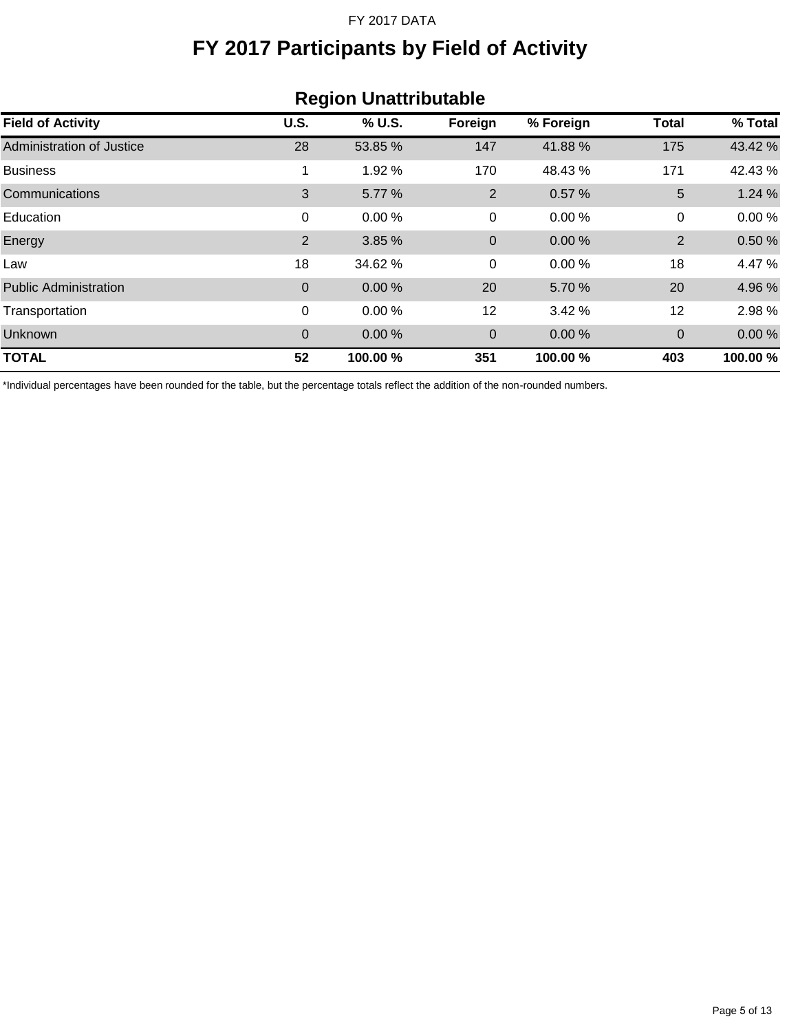# FY 2017 Participants by Field of Activity

## Region Unattributable

| Field of Activity | U.S. | % U.S. | Foreign | % Foreign | Total | % Total |
|---|---|---|---|---|---|---|
| Administration of Justice | 28 | 53.85 % | 147 | 41.88 % | 175 | 43.42 % |
| Business | 1 | 1.92 % | 170 | 48.43 % | 171 | 42.43 % |
| Communications | 3 | 5.77 % | 2 | 0.57 % | 5 | 1.24 % |
| Education | 0 | 0.00 % | 0 | 0.00 % | 0 | 0.00 % |
| Energy | 2 | 3.85 % | 0 | 0.00 % | 2 | 0.50 % |
| Law | 18 | 34.62 % | 0 | 0.00 % | 18 | 4.47 % |
| Public Administration | 0 | 0.00 % | 20 | 5.70 % | 20 | 4.96 % |
| Transportation | 0 | 0.00 % | 12 | 3.42 % | 12 | 2.98 % |
| Unknown | 0 | 0.00 % | 0 | 0.00 % | 0 | 0.00 % |
| **TOTAL** | **52** | **100.00 %** | **351** | **100.00 %** | **403** | **100.00 %** |

*Individual percentages have been rounded for the table, but the percentage totals reflect the addition of the non-rounded numbers.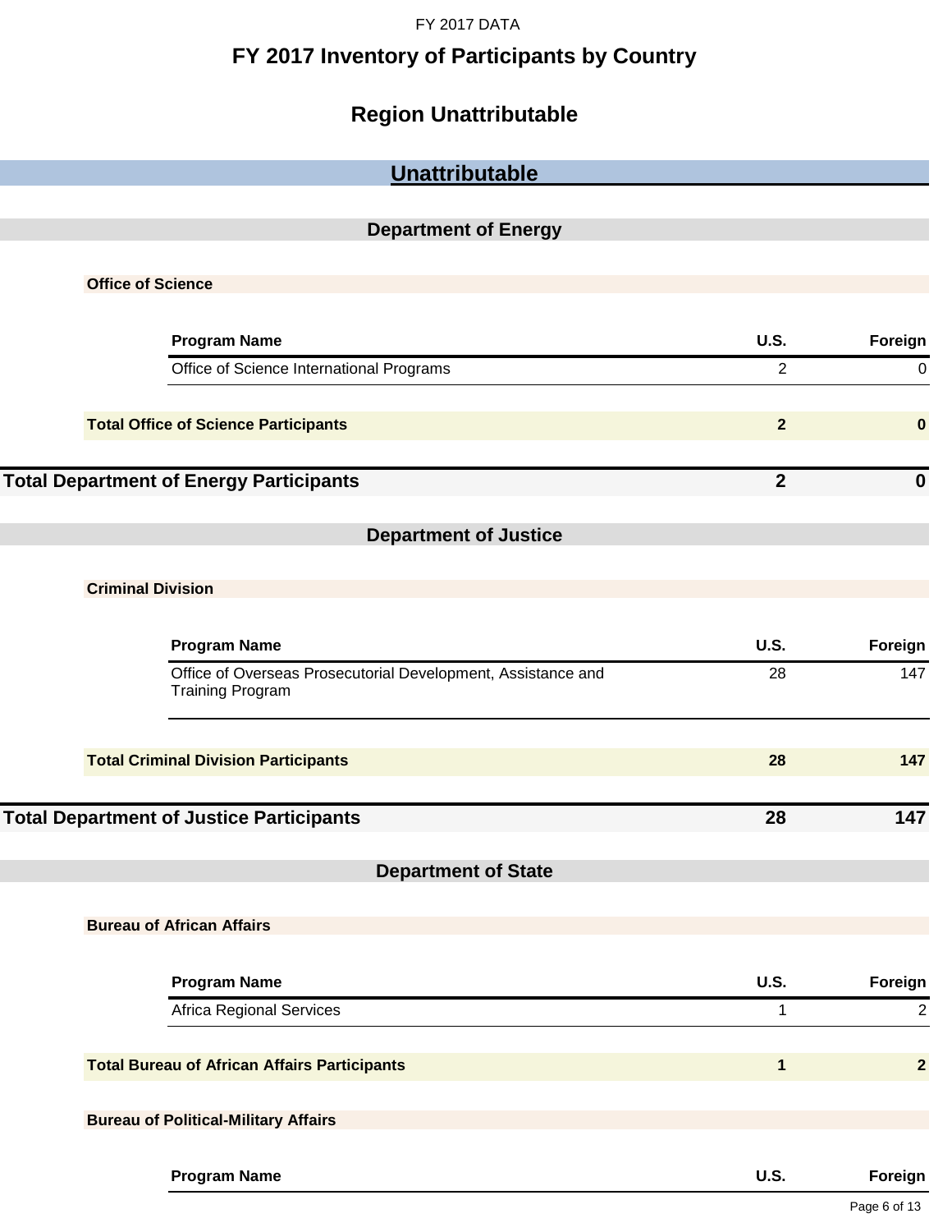FY 2017 DATA

# FY 2017 Inventory of Participants by Country

## Region Unattributable

## Unattributable

### Department of Energy

**Office of Science**

| Program Name | U.S. | Foreign |
|---|---|---|
| Office of Science International Programs | 2 | 0 |

| **Total Office of Science Participants** | **2** | **0** |
|---|---|---|

| **Total Department of Energy Participants** | **2** | **0** |
|---|---|---|

### Department of Justice

**Criminal Division**

| Program Name | U.S. | Foreign |
|---|---|---|
| Office of Overseas Prosecutorial Development, Assistance and Training Program | 28 | 147 |

| **Total Criminal Division Participants** | **28** | **147** |
|---|---|---|

| **Total Department of Justice Participants** | **28** | **147** |
|---|---|---|

### Department of State

**Bureau of African Affairs**

| Program Name | U.S. | Foreign |
|---|---|---|
| Africa Regional Services | 1 | 2 |

| **Total Bureau of African Affairs Participants** | **1** | **2** |
|---|---|---|

**Bureau of Political-Military Affairs**

| Program Name | U.S. | Foreign |
|---|---|---|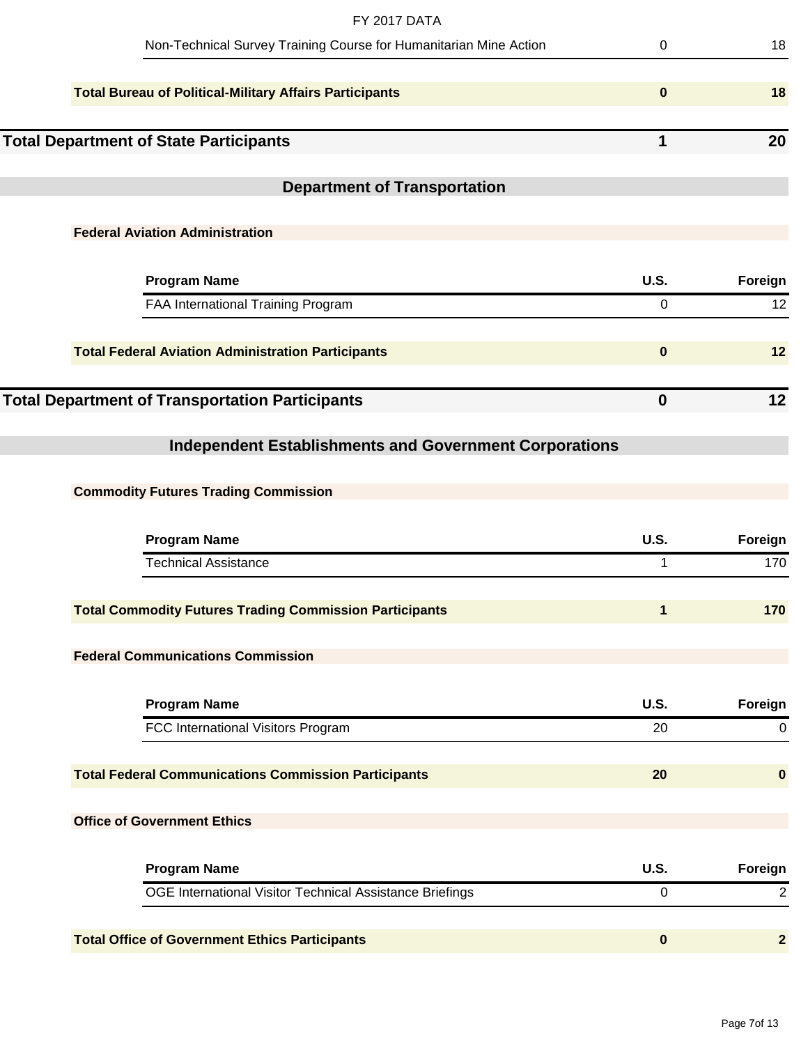| Program Name | U.S. | Foreign |
|---|---|---|
| Non-Technical Survey Training Course for Humanitarian Mine Action | 0 | 18 |

| | U.S. | Foreign |
|---|---|---|
| **Total Bureau of Political-Military Affairs Participants** | **0** | **18** |

| | U.S. | Foreign |
|---|---|---|
| **Total Department of State Participants** | **1** | **20** |

## Department of Transportation

### Federal Aviation Administration

| Program Name | U.S. | Foreign |
|---|---|---|
| FAA International Training Program | 0 | 12 |

| | U.S. | Foreign |
|---|---|---|
| **Total Federal Aviation Administration Participants** | **0** | **12** |

| | U.S. | Foreign |
|---|---|---|
| **Total Department of Transportation Participants** | **0** | **12** |

## Independent Establishments and Government Corporations

### Commodity Futures Trading Commission

| Program Name | U.S. | Foreign |
|---|---|---|
| Technical Assistance | 1 | 170 |

| | U.S. | Foreign |
|---|---|---|
| **Total Commodity Futures Trading Commission Participants** | **1** | **170** |

### Federal Communications Commission

| Program Name | U.S. | Foreign |
|---|---|---|
| FCC International Visitors Program | 20 | 0 |

| | U.S. | Foreign |
|---|---|---|
| **Total Federal Communications Commission Participants** | **20** | **0** |

### Office of Government Ethics

| Program Name | U.S. | Foreign |
|---|---|---|
| OGE International Visitor Technical Assistance Briefings | 0 | 2 |

| | U.S. | Foreign |
|---|---|---|
| **Total Office of Government Ethics Participants** | **0** | **2** |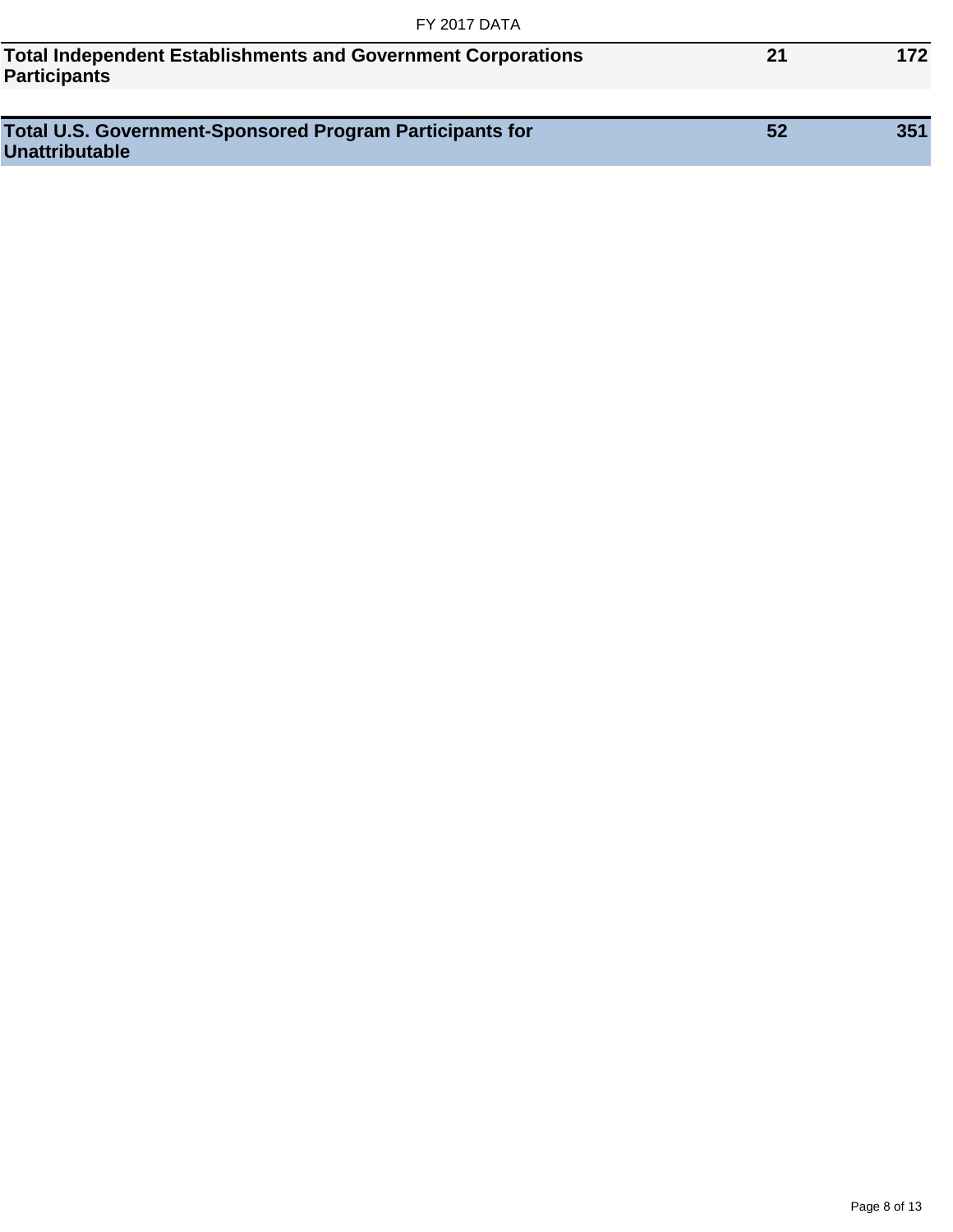| | | |
|---|---|---|
| **Total Independent Establishments and Government Corporations Participants** | **21** | **172** |
| **Total U.S. Government-Sponsored Program Participants for Unattributable** | **52** | **351** |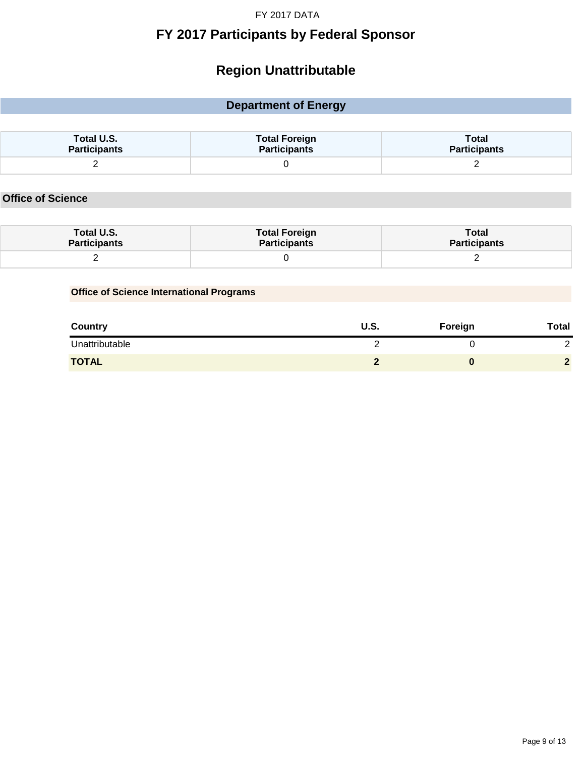# FY 2017 Participants by Federal Sponsor

## Region Unattributable

### Department of Energy

| Total U.S. Participants | Total Foreign Participants | Total Participants |
|---|---|---|
| 2 | 0 | 2 |

#### Office of Science

| Total U.S. Participants | Total Foreign Participants | Total Participants |
|---|---|---|
| 2 | 0 | 2 |

**Office of Science International Programs**

| Country | U.S. | Foreign | Total |
|---|---|---|---|
| Unattributable | 2 | 0 | 2 |
| **TOTAL** | **2** | **0** | **2** |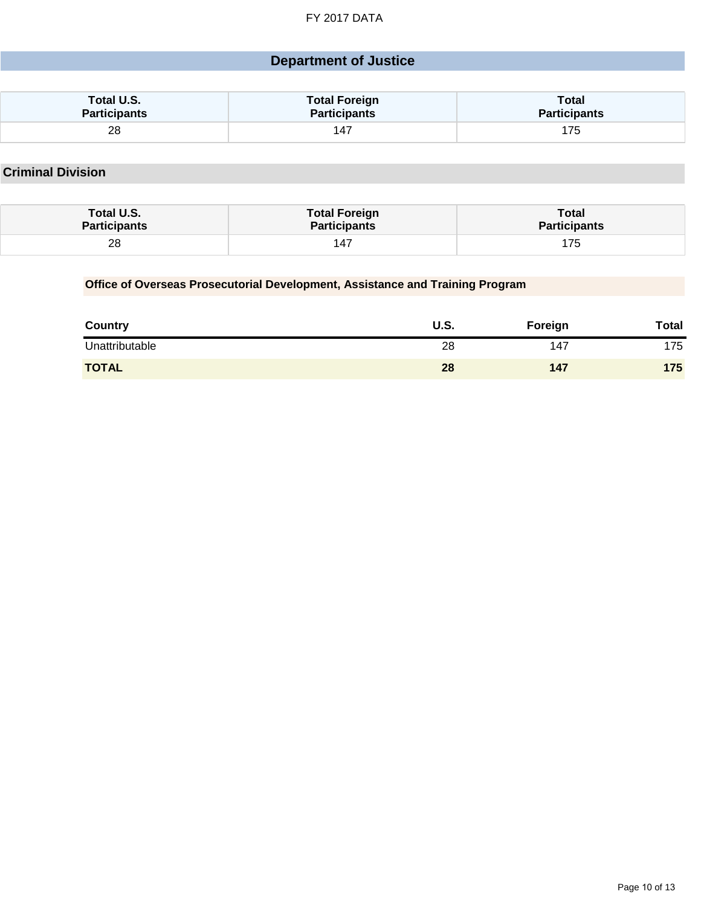FY 2017 DATA

# Department of Justice

| Total U.S. Participants | Total Foreign Participants | Total Participants |
|---|---|---|
| 28 | 147 | 175 |

## Criminal Division

| Total U.S. Participants | Total Foreign Participants | Total Participants |
|---|---|---|
| 28 | 147 | 175 |

### Office of Overseas Prosecutorial Development, Assistance and Training Program

| Country | U.S. | Foreign | Total |
|---|---|---|---|
| Unattributable | 28 | 147 | 175 |
| **TOTAL** | **28** | **147** | **175** |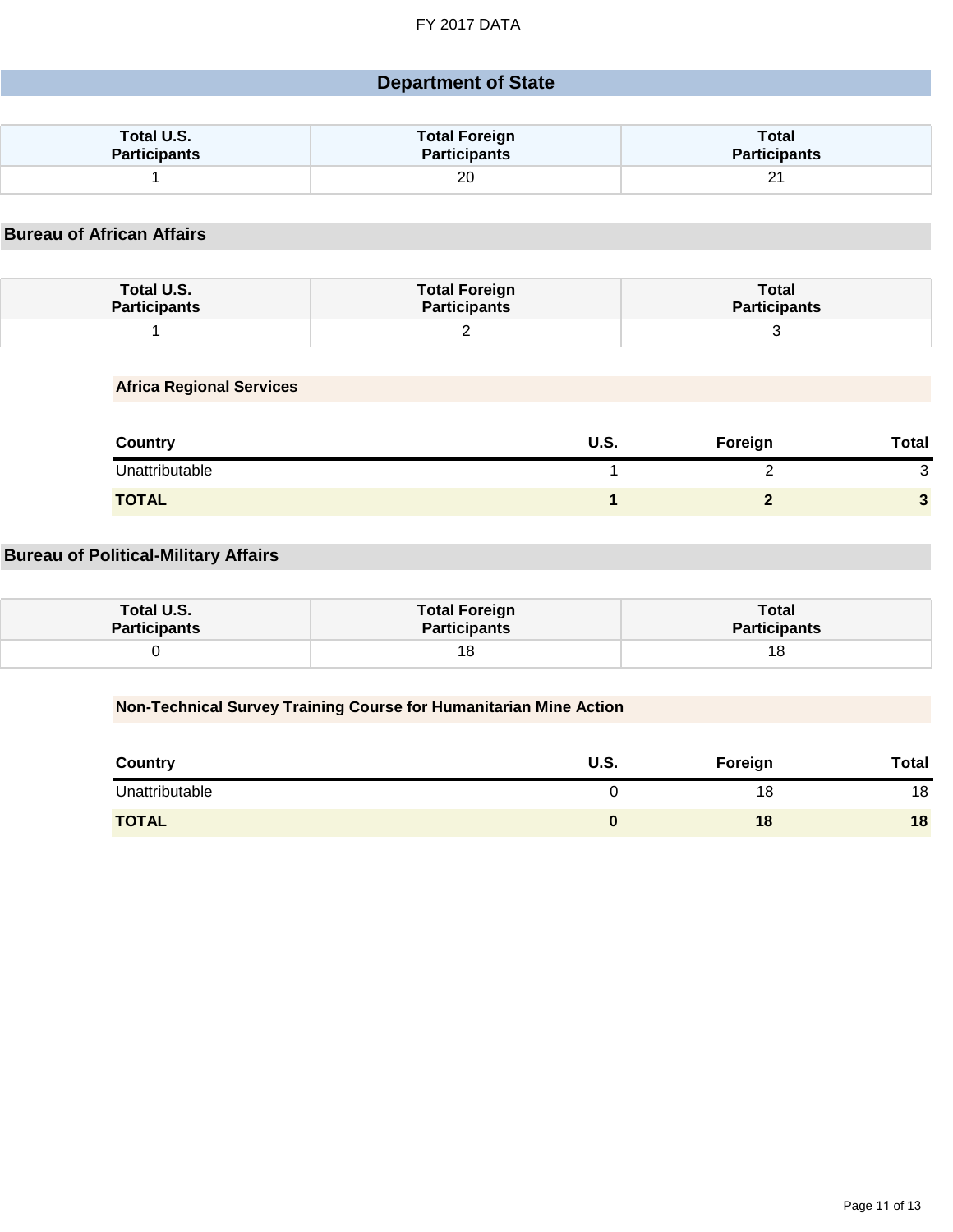FY 2017 DATA

# Department of State

| Total U.S. Participants | Total Foreign Participants | Total Participants |
|---|---|---|
| 1 | 20 | 21 |

## Bureau of African Affairs

| Total U.S. Participants | Total Foreign Participants | Total Participants |
|---|---|---|
| 1 | 2 | 3 |

### Africa Regional Services

| Country | U.S. | Foreign | Total |
|---|---|---|---|
| Unattributable | 1 | 2 | 3 |
| **TOTAL** | **1** | **2** | **3** |

## Bureau of Political-Military Affairs

| Total U.S. Participants | Total Foreign Participants | Total Participants |
|---|---|---|
| 0 | 18 | 18 |

### Non-Technical Survey Training Course for Humanitarian Mine Action

| Country | U.S. | Foreign | Total |
|---|---|---|---|
| Unattributable | 0 | 18 | 18 |
| **TOTAL** | **0** | **18** | **18** |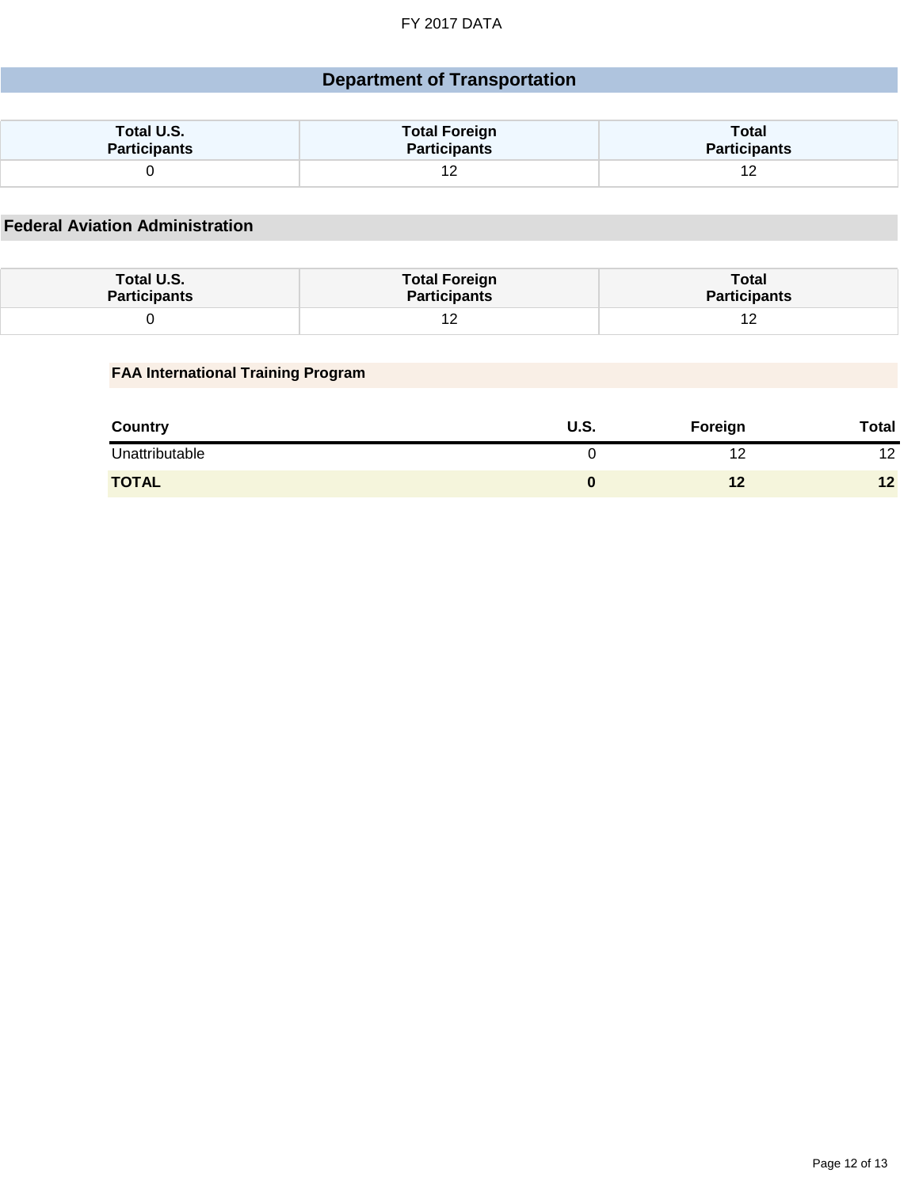# Department of Transportation

| Total U.S. Participants | Total Foreign Participants | Total Participants |
|---|---|---|
| 0 | 12 | 12 |

## Federal Aviation Administration

| Total U.S. Participants | Total Foreign Participants | Total Participants |
|---|---|---|
| 0 | 12 | 12 |

### FAA International Training Program

| Country | U.S. | Foreign | Total |
|---|---|---|---|
| Unattributable | 0 | 12 | 12 |
| **TOTAL** | **0** | **12** | **12** |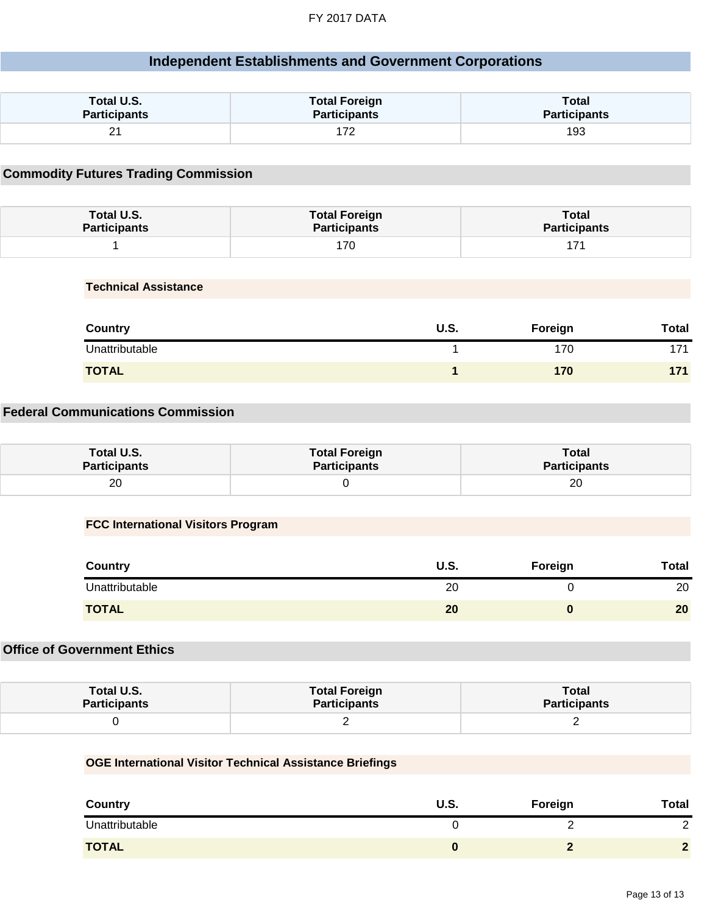# Independent Establishments and Government Corporations

| Total U.S. Participants | Total Foreign Participants | Total Participants |
| --- | --- | --- |
| 21 | 172 | 193 |

## Commodity Futures Trading Commission

| Total U.S. Participants | Total Foreign Participants | Total Participants |
| --- | --- | --- |
| 1 | 170 | 171 |

### Technical Assistance

| Country | U.S. | Foreign | Total |
| --- | --- | --- | --- |
| Unattributable | 1 | 170 | 171 |
| **TOTAL** | **1** | **170** | **171** |

## Federal Communications Commission

| Total U.S. Participants | Total Foreign Participants | Total Participants |
| --- | --- | --- |
| 20 | 0 | 20 |

### FCC International Visitors Program

| Country | U.S. | Foreign | Total |
| --- | --- | --- | --- |
| Unattributable | 20 | 0 | 20 |
| **TOTAL** | **20** | **0** | **20** |

## Office of Government Ethics

| Total U.S. Participants | Total Foreign Participants | Total Participants |
| --- | --- | --- |
| 0 | 2 | 2 |

### OGE International Visitor Technical Assistance Briefings

| Country | U.S. | Foreign | Total |
| --- | --- | --- | --- |
| Unattributable | 0 | 2 | 2 |
| **TOTAL** | **0** | **2** | **2** |